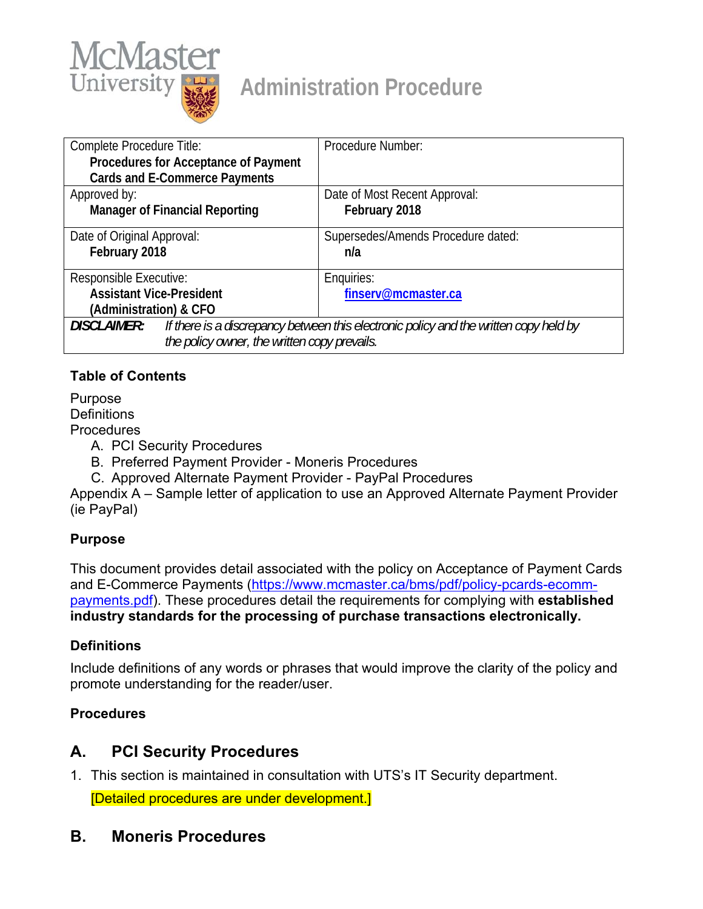McMaster University

# Administration Procedure

| Complete Procedure Title: **Procedures for Acceptance of Payment Cards and E-Commerce Payments** | Procedure Number: |
|---|---|
| Approved by: **Manager of Financial Reporting** | Date of Most Recent Approval: **February 2018** |
| Date of Original Approval: **February 2018** | Supersedes/Amends Procedure dated: **n/a** |
| Responsible Executive: **Assistant Vice-President (Administration) & CFO** | Enquiries: **finserv@mcmaster.ca** |
| ***DISCLAIMER:*** *If there is a discrepancy between this electronic policy and the written copy held by the policy owner, the written copy prevails.* | |

**Table of Contents**

Purpose
Definitions
Procedures
   A. PCI Security Procedures
   B. Preferred Payment Provider - Moneris Procedures
   C. Approved Alternate Payment Provider - PayPal Procedures
Appendix A – Sample letter of application to use an Approved Alternate Payment Provider (ie PayPal)

**Purpose**

This document provides detail associated with the policy on Acceptance of Payment Cards and E-Commerce Payments (https://www.mcmaster.ca/bms/pdf/policy-pcards-ecomm-payments.pdf). These procedures detail the requirements for complying with **established industry standards for the processing of purchase transactions electronically.**

**Definitions**

Include definitions of any words or phrases that would improve the clarity of the policy and promote understanding for the reader/user.

**Procedures**

## A. PCI Security Procedures

1. This section is maintained in consultation with UTS's IT Security department.

   [Detailed procedures are under development.]

## B. Moneris Procedures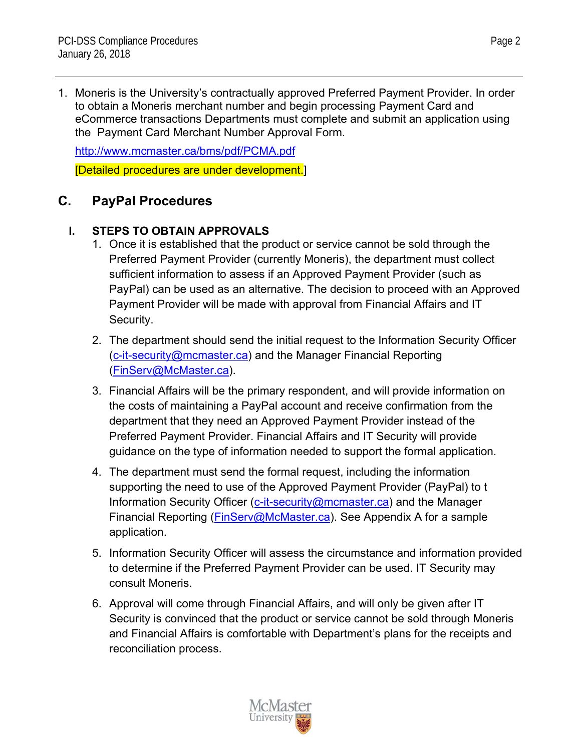1. Moneris is the University's contractually approved Preferred Payment Provider. In order to obtain a Moneris merchant number and begin processing Payment Card and eCommerce transactions Departments must complete and submit an application using the Payment Card Merchant Number Approval Form.

   http://www.mcmaster.ca/bms/pdf/PCMA.pdf

   [Detailed procedures are under development.]

## C. PayPal Procedures

### I. STEPS TO OBTAIN APPROVALS

1. Once it is established that the product or service cannot be sold through the Preferred Payment Provider (currently Moneris), the department must collect sufficient information to assess if an Approved Payment Provider (such as PayPal) can be used as an alternative. The decision to proceed with an Approved Payment Provider will be made with approval from Financial Affairs and IT Security.

2. The department should send the initial request to the Information Security Officer (c-it-security@mcmaster.ca) and the Manager Financial Reporting (FinServ@McMaster.ca).

3. Financial Affairs will be the primary respondent, and will provide information on the costs of maintaining a PayPal account and receive confirmation from the department that they need an Approved Payment Provider instead of the Preferred Payment Provider. Financial Affairs and IT Security will provide guidance on the type of information needed to support the formal application.

4. The department must send the formal request, including the information supporting the need to use of the Approved Payment Provider (PayPal) to t Information Security Officer (c-it-security@mcmaster.ca) and the Manager Financial Reporting (FinServ@McMaster.ca). See Appendix A for a sample application.

5. Information Security Officer will assess the circumstance and information provided to determine if the Preferred Payment Provider can be used. IT Security may consult Moneris.

6. Approval will come through Financial Affairs, and will only be given after IT Security is convinced that the product or service cannot be sold through Moneris and Financial Affairs is comfortable with Department's plans for the receipts and reconciliation process.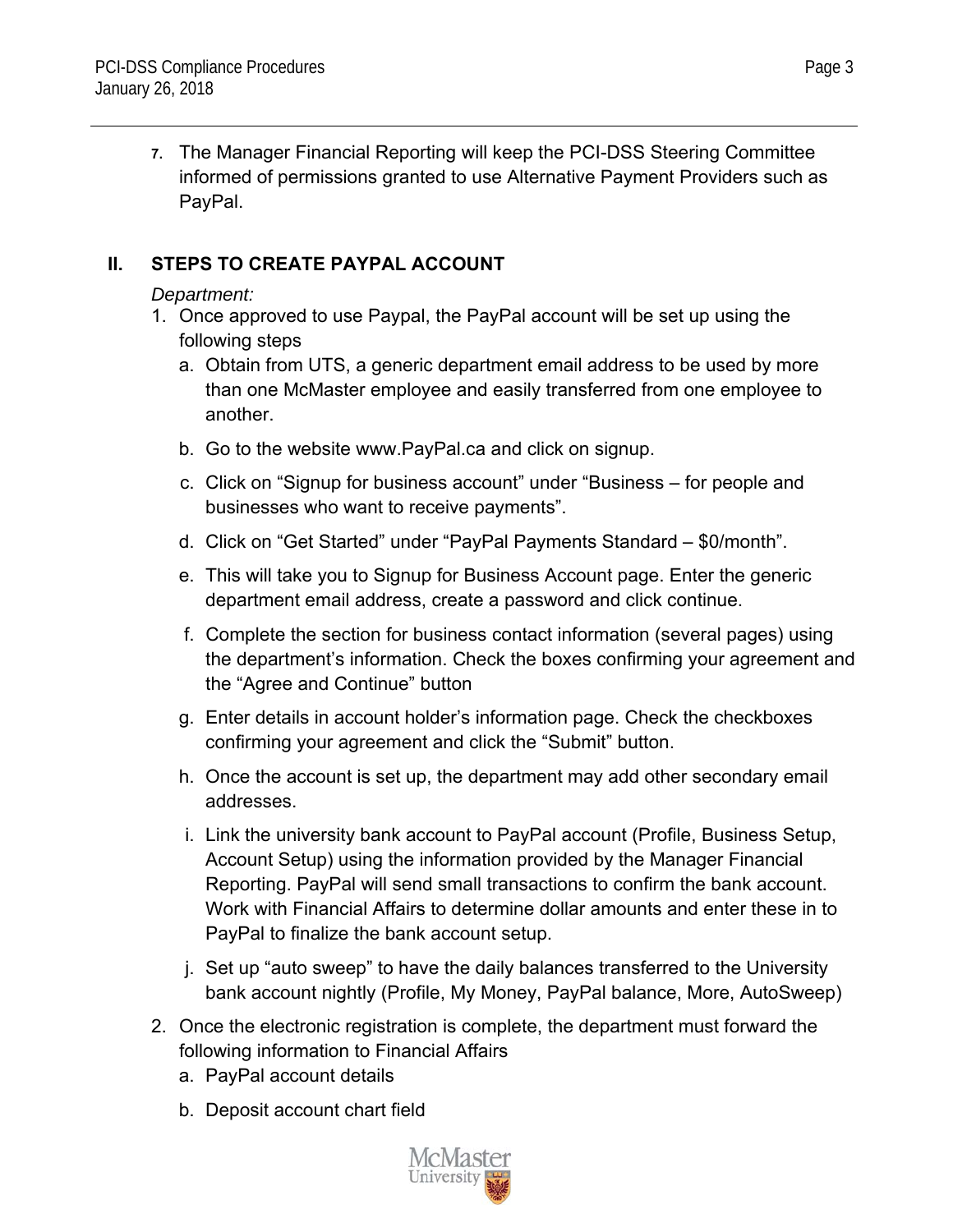7. The Manager Financial Reporting will keep the PCI-DSS Steering Committee informed of permissions granted to use Alternative Payment Providers such as PayPal.

## II. STEPS TO CREATE PAYPAL ACCOUNT

*Department:*

1. Once approved to use Paypal, the PayPal account will be set up using the following steps
   a. Obtain from UTS, a generic department email address to be used by more than one McMaster employee and easily transferred from one employee to another.
   b. Go to the website www.PayPal.ca and click on signup.
   c. Click on "Signup for business account" under "Business – for people and businesses who want to receive payments".
   d. Click on "Get Started" under "PayPal Payments Standard – $0/month".
   e. This will take you to Signup for Business Account page. Enter the generic department email address, create a password and click continue.
   f. Complete the section for business contact information (several pages) using the department's information. Check the boxes confirming your agreement and the "Agree and Continue" button
   g. Enter details in account holder's information page. Check the checkboxes confirming your agreement and click the "Submit" button.
   h. Once the account is set up, the department may add other secondary email addresses.
   i. Link the university bank account to PayPal account (Profile, Business Setup, Account Setup) using the information provided by the Manager Financial Reporting. PayPal will send small transactions to confirm the bank account. Work with Financial Affairs to determine dollar amounts and enter these in to PayPal to finalize the bank account setup.
   j. Set up "auto sweep" to have the daily balances transferred to the University bank account nightly (Profile, My Money, PayPal balance, More, AutoSweep)
2. Once the electronic registration is complete, the department must forward the following information to Financial Affairs
   a. PayPal account details
   b. Deposit account chart field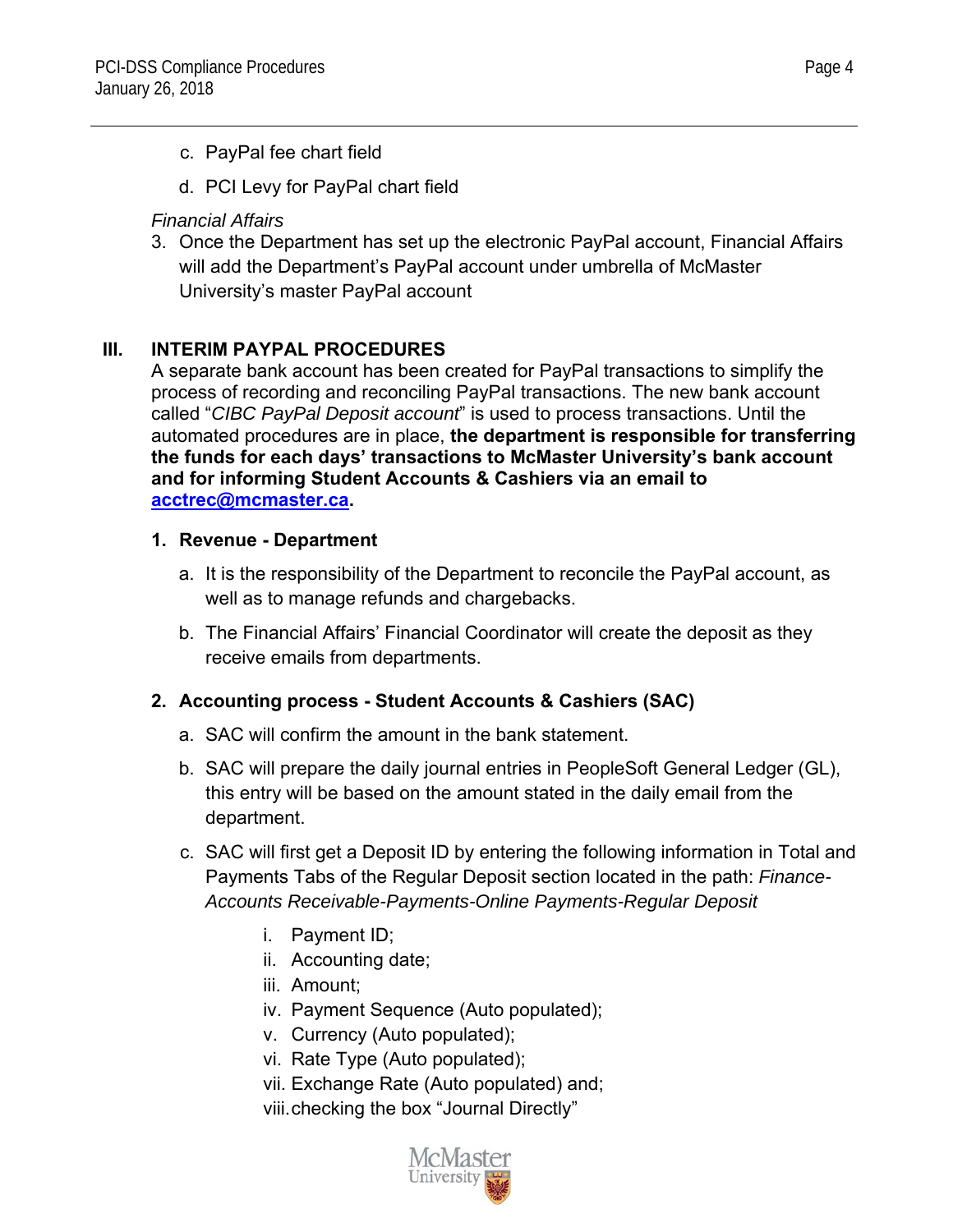c. PayPal fee chart field

d. PCI Levy for PayPal chart field

*Financial Affairs*

3. Once the Department has set up the electronic PayPal account, Financial Affairs will add the Department's PayPal account under umbrella of McMaster University's master PayPal account

## III. INTERIM PAYPAL PROCEDURES

A separate bank account has been created for PayPal transactions to simplify the process of recording and reconciling PayPal transactions. The new bank account called "*CIBC PayPal Deposit account*" is used to process transactions. Until the automated procedures are in place, **the department is responsible for transferring the funds for each days' transactions to McMaster University's bank account and for informing Student Accounts & Cashiers via an email to [acctrec@mcmaster.ca](mailto:acctrec@mcmaster.ca).**

### 1. Revenue - Department

a. It is the responsibility of the Department to reconcile the PayPal account, as well as to manage refunds and chargebacks.

b. The Financial Affairs' Financial Coordinator will create the deposit as they receive emails from departments.

### 2. Accounting process - Student Accounts & Cashiers (SAC)

a. SAC will confirm the amount in the bank statement.

b. SAC will prepare the daily journal entries in PeopleSoft General Ledger (GL), this entry will be based on the amount stated in the daily email from the department.

c. SAC will first get a Deposit ID by entering the following information in Total and Payments Tabs of the Regular Deposit section located in the path: *Finance-Accounts Receivable-Payments-Online Payments-Regular Deposit*

i. Payment ID;
ii. Accounting date;
iii. Amount;
iv. Payment Sequence (Auto populated);
v. Currency (Auto populated);
vi. Rate Type (Auto populated);
vii. Exchange Rate (Auto populated) and;
viii. checking the box "Journal Directly"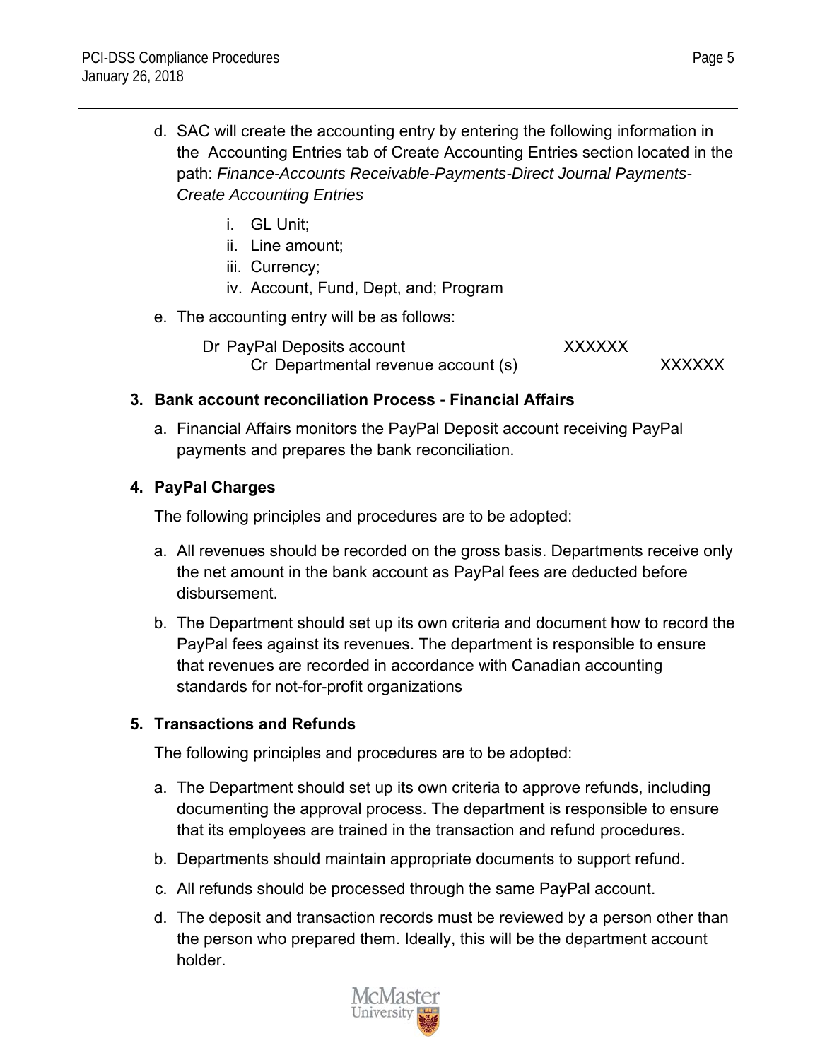d. SAC will create the accounting entry by entering the following information in the Accounting Entries tab of Create Accounting Entries section located in the path: *Finance-Accounts Receivable-Payments-Direct Journal Payments-Create Accounting Entries*

   i. GL Unit;
   ii. Line amount;
   iii. Currency;
   iv. Account, Fund, Dept, and; Program

e. The accounting entry will be as follows:

| | | |
|---|---|---|
| Dr PayPal Deposits account | XXXXXX | |
| Cr Departmental revenue account (s) | | XXXXXX |

**3. Bank account reconciliation Process - Financial Affairs**

a. Financial Affairs monitors the PayPal Deposit account receiving PayPal payments and prepares the bank reconciliation.

**4. PayPal Charges**

The following principles and procedures are to be adopted:

a. All revenues should be recorded on the gross basis. Departments receive only the net amount in the bank account as PayPal fees are deducted before disbursement.

b. The Department should set up its own criteria and document how to record the PayPal fees against its revenues. The department is responsible to ensure that revenues are recorded in accordance with Canadian accounting standards for not-for-profit organizations

**5. Transactions and Refunds**

The following principles and procedures are to be adopted:

a. The Department should set up its own criteria to approve refunds, including documenting the approval process. The department is responsible to ensure that its employees are trained in the transaction and refund procedures.

b. Departments should maintain appropriate documents to support refund.

c. All refunds should be processed through the same PayPal account.

d. The deposit and transaction records must be reviewed by a person other than the person who prepared them. Ideally, this will be the department account holder.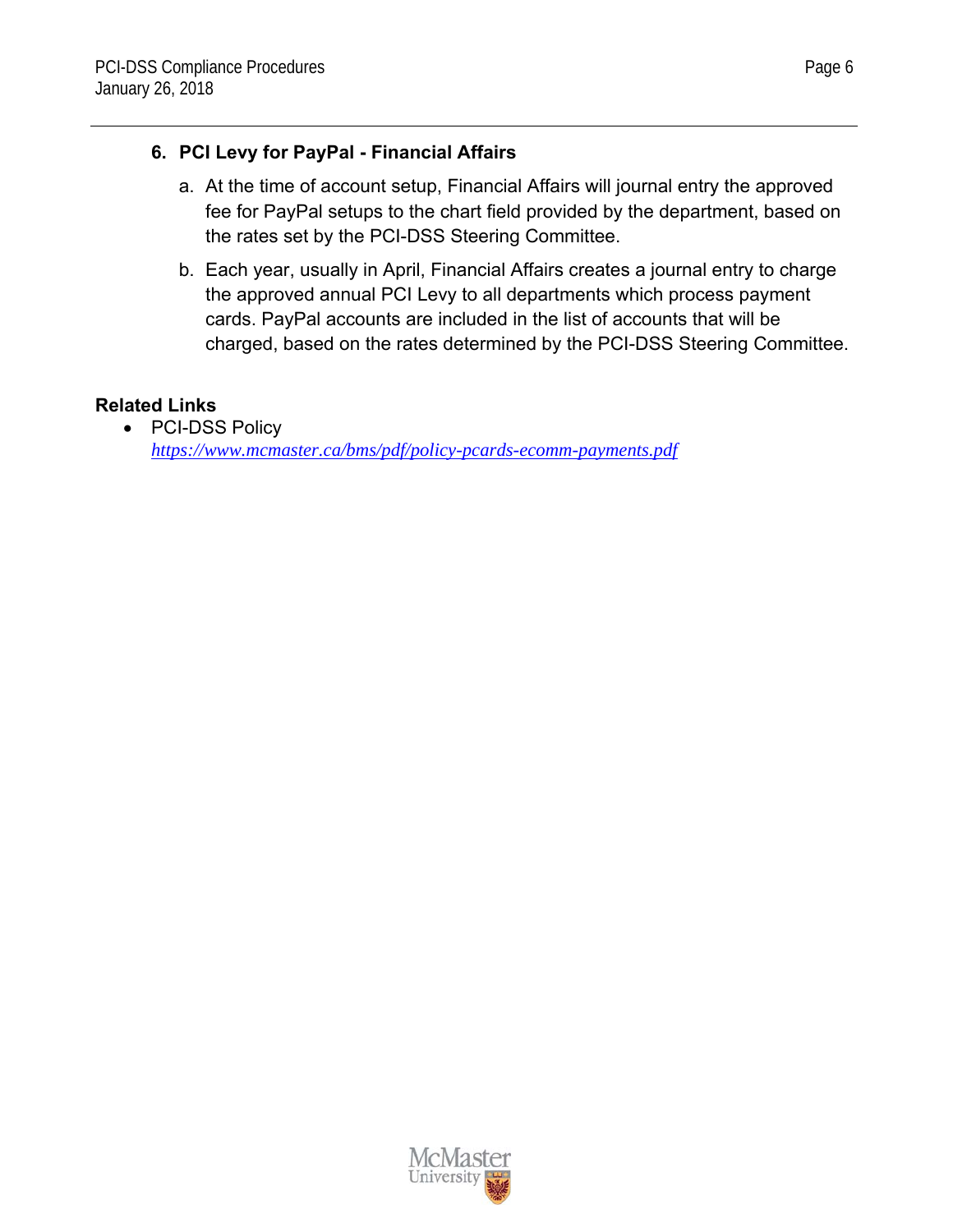6. **PCI Levy for PayPal - Financial Affairs**

   a. At the time of account setup, Financial Affairs will journal entry the approved fee for PayPal setups to the chart field provided by the department, based on the rates set by the PCI-DSS Steering Committee.

   b. Each year, usually in April, Financial Affairs creates a journal entry to charge the approved annual PCI Levy to all departments which process payment cards. PayPal accounts are included in the list of accounts that will be charged, based on the rates determined by the PCI-DSS Steering Committee.

**Related Links**

- PCI-DSS Policy
  *https://www.mcmaster.ca/bms/pdf/policy-pcards-ecomm-payments.pdf*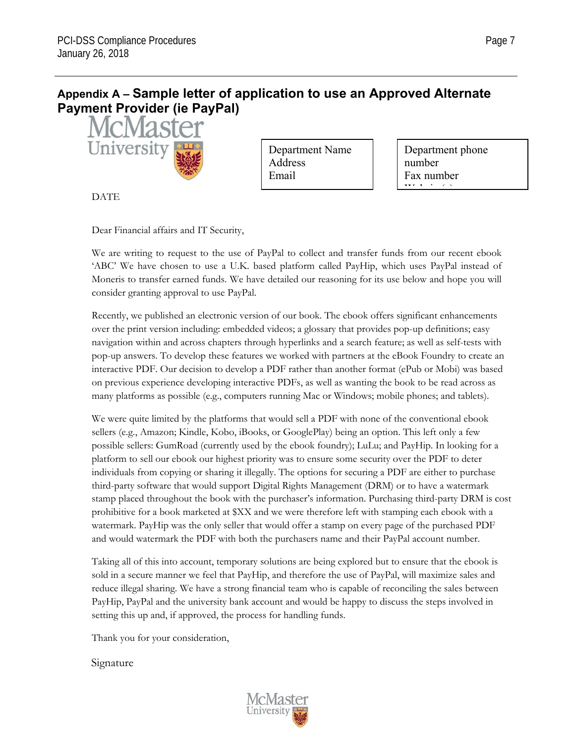## Appendix A – Sample letter of application to use an Approved Alternate Payment Provider (ie PayPal)

McMaster University

| | |
|---|---|
| Department Name<br>Address<br>Email | Department phone number<br>Fax number<br>Website(s) |

DATE

Dear Financial affairs and IT Security,

We are writing to request to the use of PayPal to collect and transfer funds from our recent ebook 'ABC' We have chosen to use a U.K. based platform called PayHip, which uses PayPal instead of Moneris to transfer earned funds. We have detailed our reasoning for its use below and hope you will consider granting approval to use PayPal.

Recently, we published an electronic version of our book. The ebook offers significant enhancements over the print version including: embedded videos; a glossary that provides pop-up definitions; easy navigation within and across chapters through hyperlinks and a search feature; as well as self-tests with pop-up answers. To develop these features we worked with partners at the eBook Foundry to create an interactive PDF. Our decision to develop a PDF rather than another format (ePub or Mobi) was based on previous experience developing interactive PDFs, as well as wanting the book to be read across as many platforms as possible (e.g., computers running Mac or Windows; mobile phones; and tablets).

We were quite limited by the platforms that would sell a PDF with none of the conventional ebook sellers (e.g., Amazon; Kindle, Kobo, iBooks, or GooglePlay) being an option. This left only a few possible sellers: GumRoad (currently used by the ebook foundry); LuLu; and PayHip. In looking for a platform to sell our ebook our highest priority was to ensure some security over the PDF to deter individuals from copying or sharing it illegally. The options for securing a PDF are either to purchase third-party software that would support Digital Rights Management (DRM) or to have a watermark stamp placed throughout the book with the purchaser's information. Purchasing third-party DRM is cost prohibitive for a book marketed at $XX and we were therefore left with stamping each ebook with a watermark. PayHip was the only seller that would offer a stamp on every page of the purchased PDF and would watermark the PDF with both the purchasers name and their PayPal account number.

Taking all of this into account, temporary solutions are being explored but to ensure that the ebook is sold in a secure manner we feel that PayHip, and therefore the use of PayPal, will maximize sales and reduce illegal sharing. We have a strong financial team who is capable of reconciling the sales between PayHip, PayPal and the university bank account and would be happy to discuss the steps involved in setting this up and, if approved, the process for handling funds.

Thank you for your consideration,

Signature